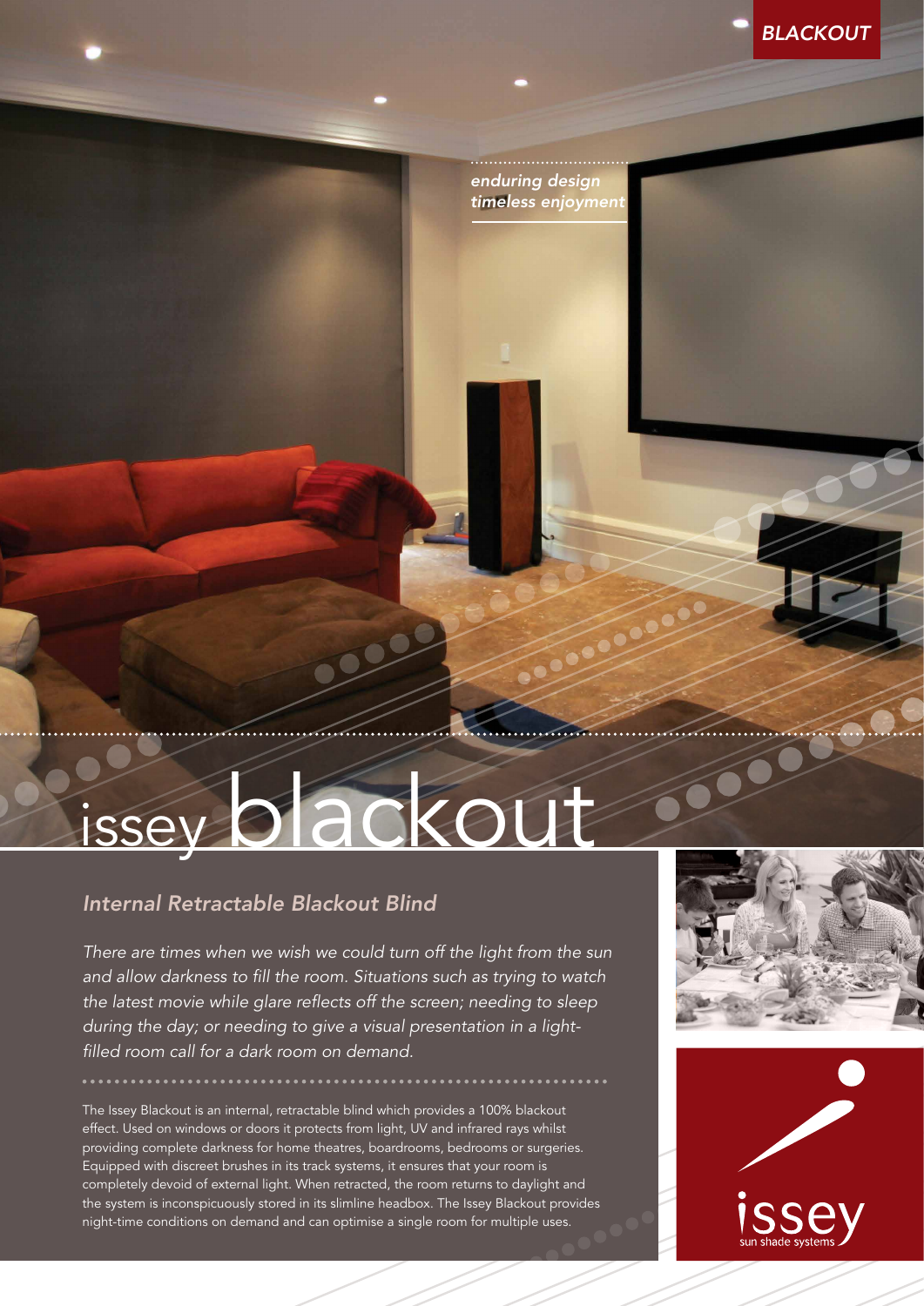BLACKOUT

*enduring design*
*timeless enjoyment*

# issey blackout

## *Internal Retractable Blackout Blind*

*There are times when we wish we could turn off the light from the sun and allow darkness to fill the room. Situations such as trying to watch the latest movie while glare reflects off the screen; needing to sleep during the day; or needing to give a visual presentation in a light-filled room call for a dark room on demand.*

The Issey Blackout is an internal, retractable blind which provides a 100% blackout effect. Used on windows or doors it protects from light, UV and infrared rays whilst providing complete darkness for home theatres, boardrooms, bedrooms or surgeries. Equipped with discreet brushes in its track systems, it ensures that your room is completely devoid of external light. When retracted, the room returns to daylight and the system is inconspicuously stored in its slimline headbox. The Issey Blackout provides night-time conditions on demand and can optimise a single room for multiple uses.

issey
sun shade systems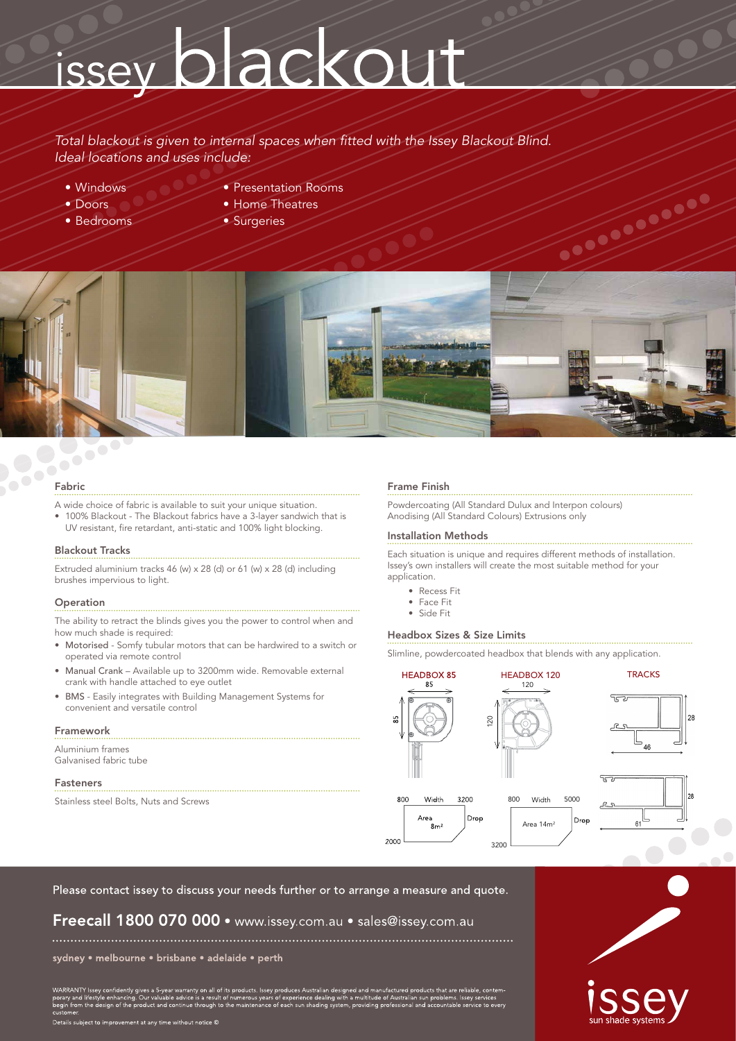# issey blackout

*Total blackout is given to internal spaces when fitted with the Issey Blackout Blind. Ideal locations and uses include:*

- Windows
- Doors
- Bedrooms
- Presentation Rooms
- Home Theatres
- Surgeries

### Fabric

A wide choice of fabric is available to suit your unique situation.

- 100% Blackout - The Blackout fabrics have a 3-layer sandwich that is UV resistant, fire retardant, anti-static and 100% light blocking.

### Blackout Tracks

Extruded aluminium tracks 46 (w) x 28 (d) or 61 (w) x 28 (d) including brushes impervious to light.

### Operation

The ability to retract the blinds gives you the power to control when and how much shade is required:

- **Motorised** - Somfy tubular motors that can be hardwired to a switch or operated via remote control
- **Manual Crank** – Available up to 3200mm wide. Removable external crank with handle attached to eye outlet
- **BMS** - Easily integrates with Building Management Systems for convenient and versatile control

### Framework

Aluminium frames
Galvanised fabric tube

### Fasteners

Stainless steel Bolts, Nuts and Screws

### Frame Finish

Powdercoating (All Standard Dulux and Interpon colours)
Anodising (All Standard Colours) Extrusions only

### Installation Methods

Each situation is unique and requires different methods of installation. Issey's own installers will create the most suitable method for your application.

- Recess Fit
- Face Fit
- Side Fit

### Headbox Sizes & Size Limits

Slimline, powdercoated headbox that blends with any application.

HEADBOX 85
85
85
800 Width 3200
Area 8m²
Drop
2000

HEADBOX 120
120
120
800 Width 5000
Area 14m²
Drop
3200

TRACKS
28
46
28
61

Please contact issey to discuss your needs further or to arrange a measure and quote.

**Freecall 1800 070 000** • www.issey.com.au • sales@issey.com.au

sydney • melbourne • brisbane • adelaide • perth

WARRANTY Issey confidently gives a 5-year warranty on all of its products. Issey produces Australian designed and manufactured products that are reliable, contemporary and lifestyle enhancing. Our valuable advice is a result of numerous years of experience dealing with a multitude of Australian sun problems. Issey services begin from the design of the product and continue through to the maintenance of each sun shading system, providing professional and accountable service to every customer.

Details subject to improvement at any time without notice ©

issey
sun shade systems